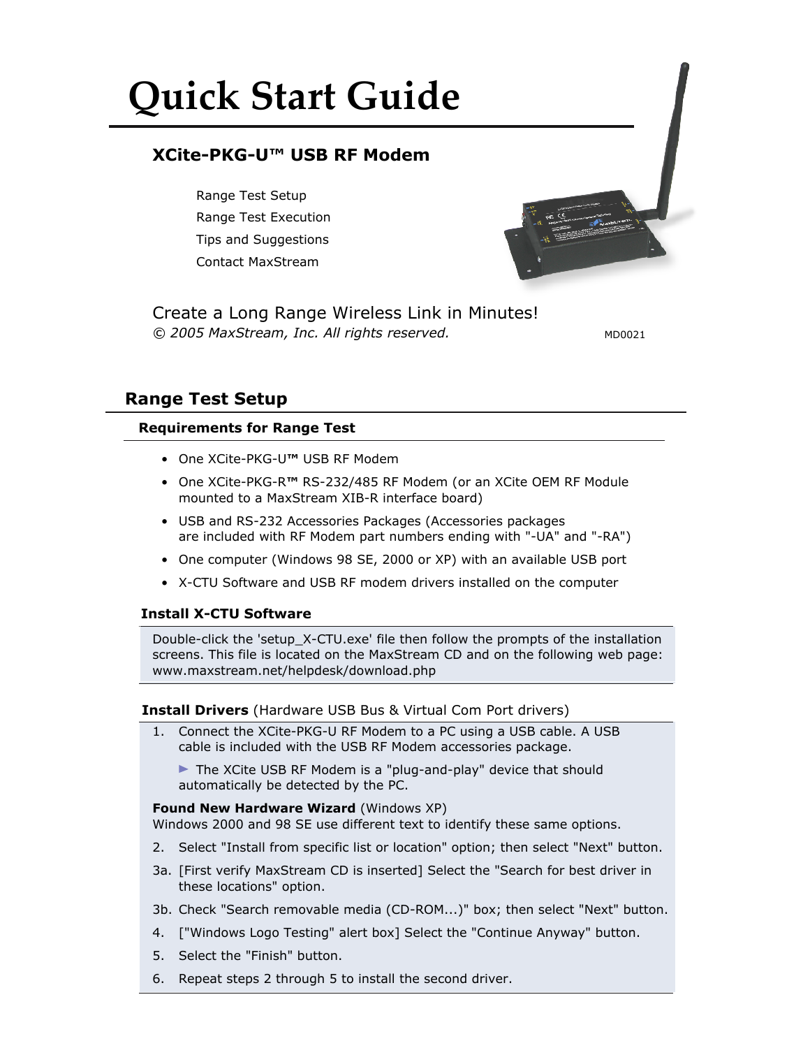# Quick Start Guide

## XCite-PKG-U™ USB RF Modem

Range Test Setup
Range Test Execution
Tips and Suggestions
Contact MaxStream

Create a Long Range Wireless Link in Minutes!
*© 2005 MaxStream, Inc. All rights reserved.* MD0021

## Range Test Setup

### Requirements for Range Test

- One XCite-PKG-U™ USB RF Modem
- One XCite-PKG-R™ RS-232/485 RF Modem (or an XCite OEM RF Module mounted to a MaxStream XIB-R interface board)
- USB and RS-232 Accessories Packages (Accessories packages are included with RF Modem part numbers ending with "-UA" and "-RA")
- One computer (Windows 98 SE, 2000 or XP) with an available USB port
- X-CTU Software and USB RF modem drivers installed on the computer

### Install X-CTU Software

Double-click the 'setup_X-CTU.exe' file then follow the prompts of the installation screens. This file is located on the MaxStream CD and on the following web page: www.maxstream.net/helpdesk/download.php

### Install Drivers (Hardware USB Bus & Virtual Com Port drivers)

1. Connect the XCite-PKG-U RF Modem to a PC using a USB cable. A USB cable is included with the USB RF Modem accessories package.

   ► The XCite USB RF Modem is a "plug-and-play" device that should automatically be detected by the PC.

**Found New Hardware Wizard** (Windows XP)
Windows 2000 and 98 SE use different text to identify these same options.

2. Select "Install from specific list or location" option; then select "Next" button.

3a. [First verify MaxStream CD is inserted] Select the "Search for best driver in these locations" option.

3b. Check "Search removable media (CD-ROM...)" box; then select "Next" button.

4. ["Windows Logo Testing" alert box] Select the "Continue Anyway" button.

5. Select the "Finish" button.

6. Repeat steps 2 through 5 to install the second driver.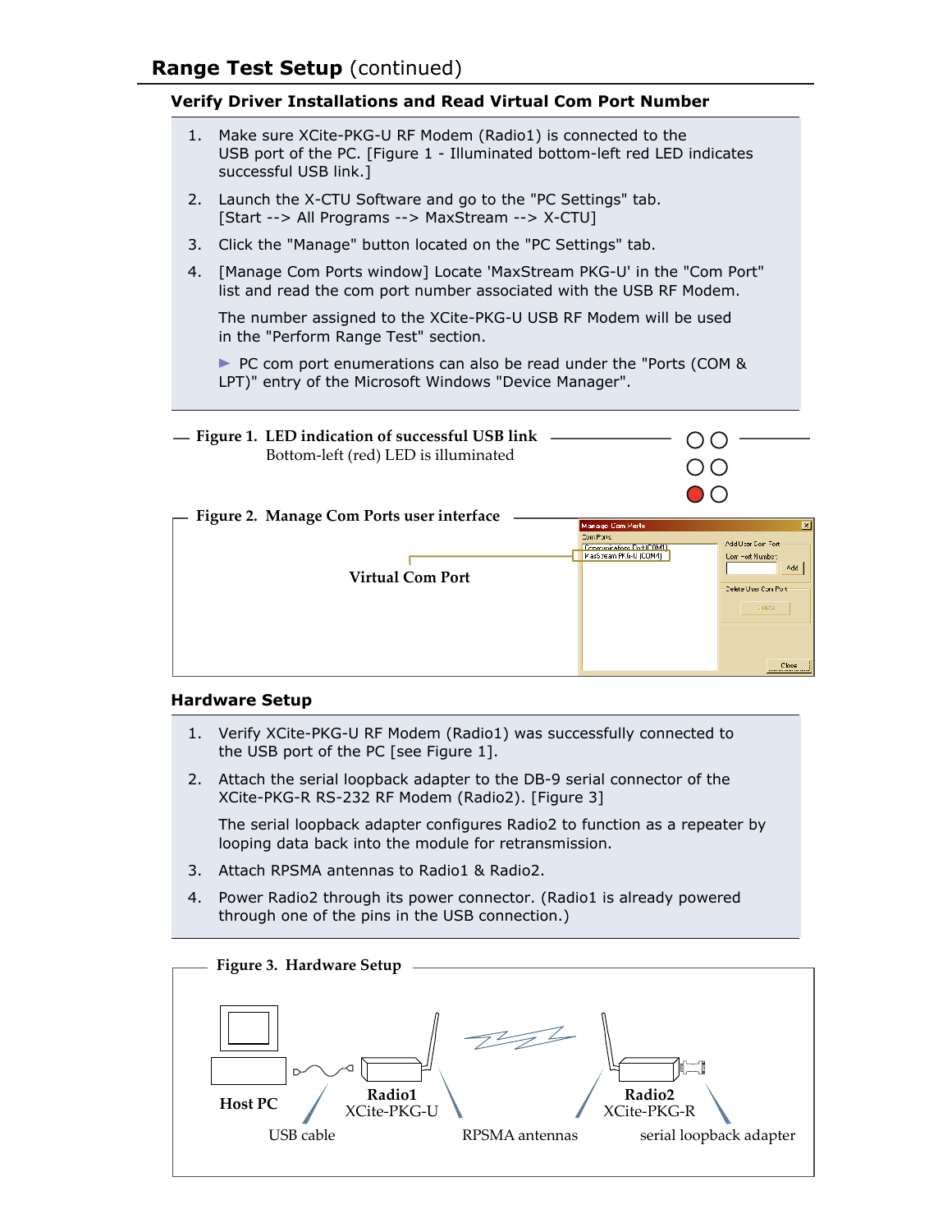## Range Test Setup (continued)

### Verify Driver Installations and Read Virtual Com Port Number

1. Make sure XCite-PKG-U RF Modem (Radio1) is connected to the USB port of the PC. [Figure 1 - Illuminated bottom-left red LED indicates successful USB link.]
2. Launch the X-CTU Software and go to the "PC Settings" tab. [Start --> All Programs --> MaxStream --> X-CTU]
3. Click the "Manage" button located on the "PC Settings" tab.
4. [Manage Com Ports window] Locate 'MaxStream PKG-U' in the "Com Port" list and read the com port number associated with the USB RF Modem.

   The number assigned to the XCite-PKG-U USB RF Modem will be used in the "Perform Range Test" section.

   ► PC com port enumerations can also be read under the "Ports (COM & LPT)" entry of the Microsoft Windows "Device Manager".

**Figure 1. LED indication of successful USB link**
Bottom-left (red) LED is illuminated

**Figure 2. Manage Com Ports user interface**

Virtual Com Port

### Hardware Setup

1. Verify XCite-PKG-U RF Modem (Radio1) was successfully connected to the USB port of the PC [see Figure 1].
2. Attach the serial loopback adapter to the DB-9 serial connector of the XCite-PKG-R RS-232 RF Modem (Radio2). [Figure 3]

   The serial loopback adapter configures Radio2 to function as a repeater by looping data back into the module for retransmission.
3. Attach RPSMA antennas to Radio1 & Radio2.
4. Power Radio2 through its power connector. (Radio1 is already powered through one of the pins in the USB connection.)

**Figure 3. Hardware Setup**

Host PC — USB cable — Radio1 XCite-PKG-U — RPSMA antennas — Radio2 XCite-PKG-R — serial loopback adapter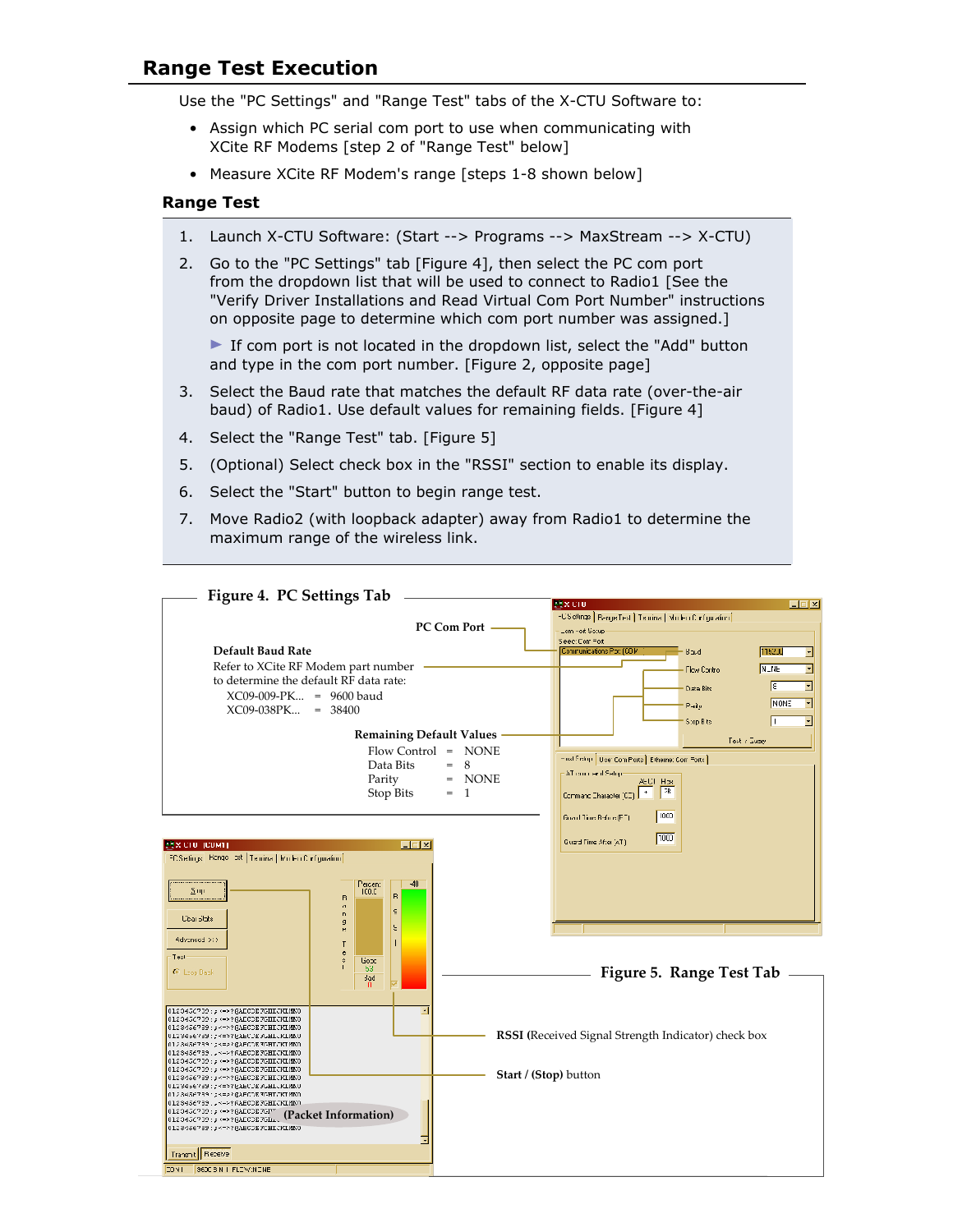## Range Test Execution

Use the "PC Settings" and "Range Test" tabs of the X-CTU Software to:

- Assign which PC serial com port to use when communicating with XCite RF Modems [step 2 of "Range Test" below]
- Measure XCite RF Modem's range [steps 1-8 shown below]

### Range Test

1. Launch X-CTU Software: (Start --> Programs --> MaxStream --> X-CTU)
2. Go to the "PC Settings" tab [Figure 4], then select the PC com port from the dropdown list that will be used to connect to Radio1 [See the "Verify Driver Installations and Read Virtual Com Port Number" instructions on opposite page to determine which com port number was assigned.]

   ► If com port is not located in the dropdown list, select the "Add" button and type in the com port number. [Figure 2, opposite page]
3. Select the Baud rate that matches the default RF data rate (over-the-air baud) of Radio1. Use default values for remaining fields. [Figure 4]
4. Select the "Range Test" tab. [Figure 5]
5. (Optional) Select check box in the "RSSI" section to enable its display.
6. Select the "Start" button to begin range test.
7. Move Radio2 (with loopback adapter) away from Radio1 to determine the maximum range of the wireless link.

**Figure 4. PC Settings Tab**

PC Com Port

**Default Baud Rate**
Refer to XCite RF Modem part number to determine the default RF data rate:

| | | |
|---|---|---|
| XC09-009-PK... | = | 9600 baud |
| XC09-038PK... | = | 38400 |

**Remaining Default Values**

| | | |
|---|---|---|
| Flow Control | = | NONE |
| Data Bits | = | 8 |
| Parity | = | NONE |
| Stop Bits | = | 1 |

**Figure 5. Range Test Tab**

**RSSI** (Received Signal Strength Indicator) check box

**Start / (Stop)** button

(Packet Information)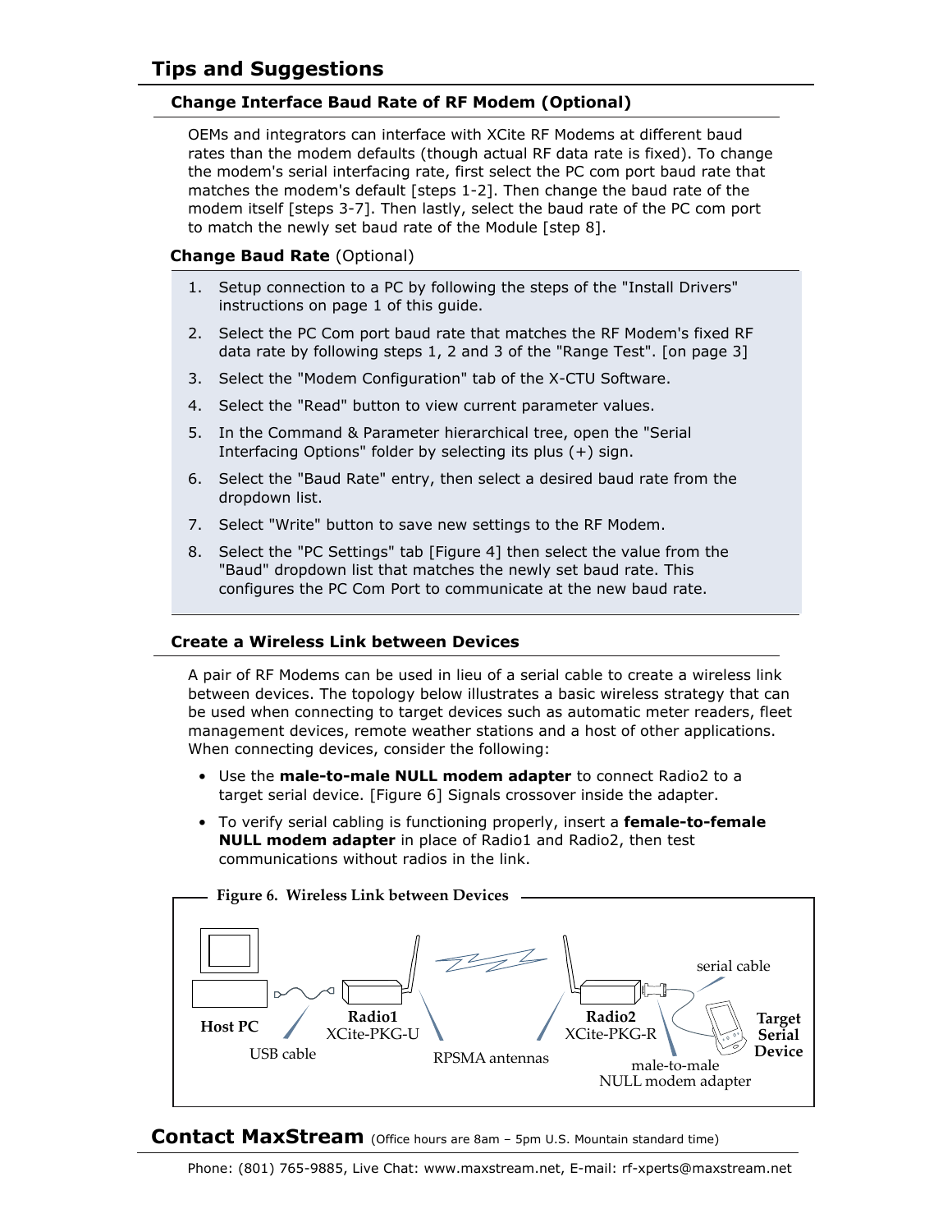# Tips and Suggestions

## Change Interface Baud Rate of RF Modem (Optional)

OEMs and integrators can interface with XCite RF Modems at different baud rates than the modem defaults (though actual RF data rate is fixed). To change the modem's serial interfacing rate, first select the PC com port baud rate that matches the modem's default [steps 1-2]. Then change the baud rate of the modem itself [steps 3-7]. Then lastly, select the baud rate of the PC com port to match the newly set baud rate of the Module [step 8].

**Change Baud Rate** (Optional)

1. Setup connection to a PC by following the steps of the "Install Drivers" instructions on page 1 of this guide.
2. Select the PC Com port baud rate that matches the RF Modem's fixed RF data rate by following steps 1, 2 and 3 of the "Range Test". [on page 3]
3. Select the "Modem Configuration" tab of the X-CTU Software.
4. Select the "Read" button to view current parameter values.
5. In the Command & Parameter hierarchical tree, open the "Serial Interfacing Options" folder by selecting its plus (+) sign.
6. Select the "Baud Rate" entry, then select a desired baud rate from the dropdown list.
7. Select "Write" button to save new settings to the RF Modem.
8. Select the "PC Settings" tab [Figure 4] then select the value from the "Baud" dropdown list that matches the newly set baud rate. This configures the PC Com Port to communicate at the new baud rate.

## Create a Wireless Link between Devices

A pair of RF Modems can be used in lieu of a serial cable to create a wireless link between devices. The topology below illustrates a basic wireless strategy that can be used when connecting to target devices such as automatic meter readers, fleet management devices, remote weather stations and a host of other applications. When connecting devices, consider the following:

- Use the **male-to-male NULL modem adapter** to connect Radio2 to a target serial device. [Figure 6] Signals crossover inside the adapter.
- To verify serial cabling is functioning properly, insert a **female-to-female NULL modem adapter** in place of Radio1 and Radio2, then test communications without radios in the link.

**Figure 6. Wireless Link between Devices**

Host PC
USB cable
Radio1
XCite-PKG-U
RPSMA antennas
Radio2
XCite-PKG-R
serial cable
Target Serial Device
male-to-male NULL modem adapter

# Contact MaxStream (Office hours are 8am – 5pm U.S. Mountain standard time)

Phone: (801) 765-9885, Live Chat: www.maxstream.net, E-mail: rf-xperts@maxstream.net